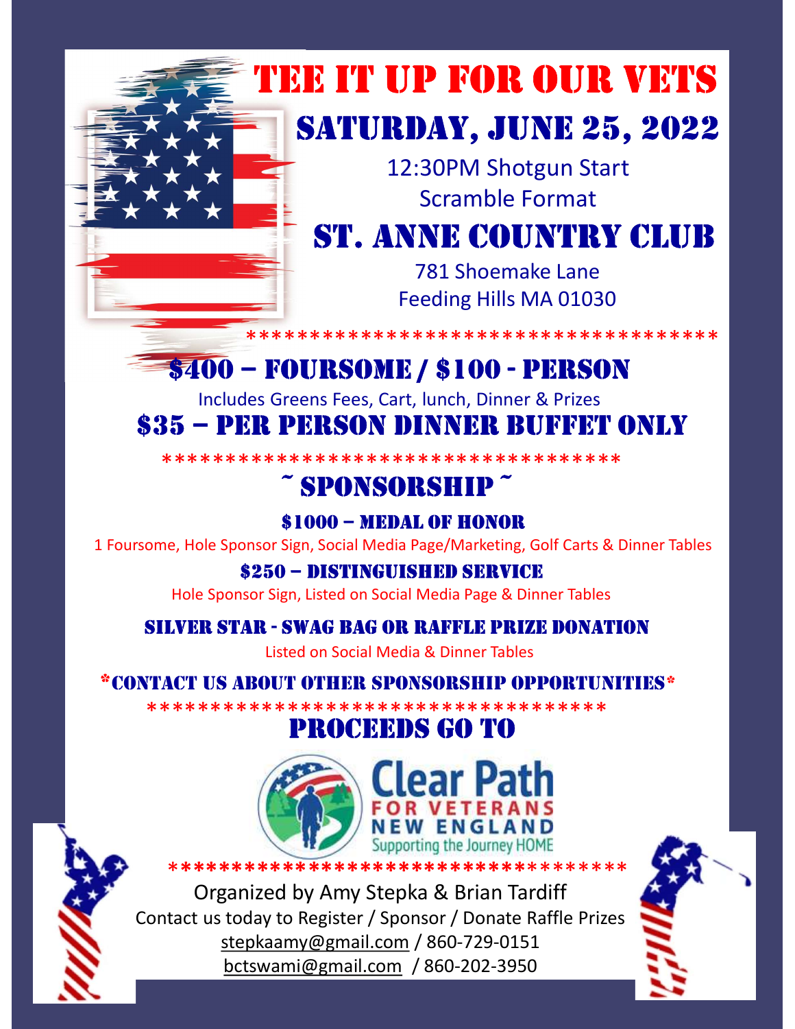# TEE IT UP FOR OUR VETS

## SATURDAY, JUNE 25, 2022

12:30PM Shotgun Start

Scramble Format

## ST. ANNE COUNTRY CLUB

781 Shoemake Lane

Feeding Hills MA 01030

************************************

## $400 – FOURSOME / $100 - PERSON

Includes Greens Fees, Cart, lunch, Dinner & Prizes

## $35 – PER PERSON DINNER BUFFET ONLY

************************************

## ~ SPONSORSHIP ~

### $1000 – MEDAL OF HONOR

1 Foursome, Hole Sponsor Sign, Social Media Page/Marketing, Golf Carts & Dinner Tables

### $250 – DISTINGUISHED SERVICE

Hole Sponsor Sign, Listed on Social Media Page & Dinner Tables

### SILVER STAR - SWAG BAG OR RAFFLE PRIZE DONATION

Listed on Social Media & Dinner Tables

**\*CONTACT US ABOUT OTHER SPONSORSHIP OPPORTUNITIES\***

************************************

## PROCEEDS GO TO

Clear Path FOR VETERANS NEW ENGLAND

Supporting the Journey HOME

************************************

Organized by Amy Stepka & Brian Tardiff

Contact us today to Register / Sponsor / Donate Raffle Prizes

stepkaamy@gmail.com / 860-729-0151

bctswami@gmail.com / 860-202-3950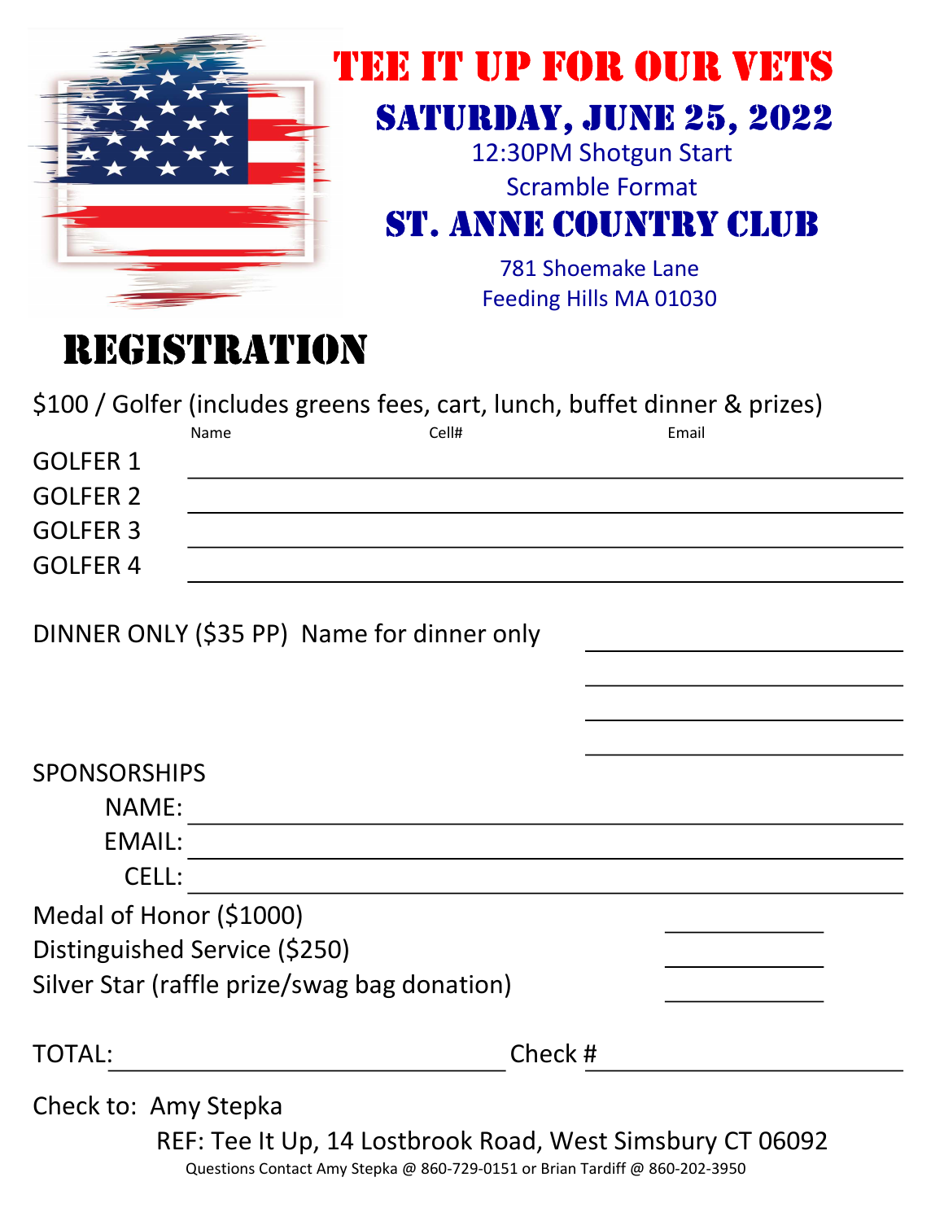# TEE IT UP FOR OUR VETS

## SATURDAY, JUNE 25, 2022

12:30PM Shotgun Start

Scramble Format

## ST. ANNE COUNTRY CLUB

781 Shoemake Lane
Feeding Hills MA 01030

# REGISTRATION

$100 / Golfer (includes greens fees, cart, lunch, buffet dinner & prizes)

| | Name | Cell# | Email |
|---|---|---|---|
| GOLFER 1 | | | |
| GOLFER 2 | | | |
| GOLFER 3 | | | |
| GOLFER 4 | | | |

DINNER ONLY ($35 PP) Name for dinner only ____________________

____________________

____________________

____________________

SPONSORSHIPS

NAME: ____________________

EMAIL: ____________________

CELL: ____________________

Medal of Honor ($1000) __________

Distinguished Service ($250) __________

Silver Star (raffle prize/swag bag donation) __________

TOTAL: ____________________ Check # ____________________

Check to: Amy Stepka

REF: Tee It Up, 14 Lostbrook Road, West Simsbury CT 06092

Questions Contact Amy Stepka @ 860-729-0151 or Brian Tardiff @ 860-202-3950